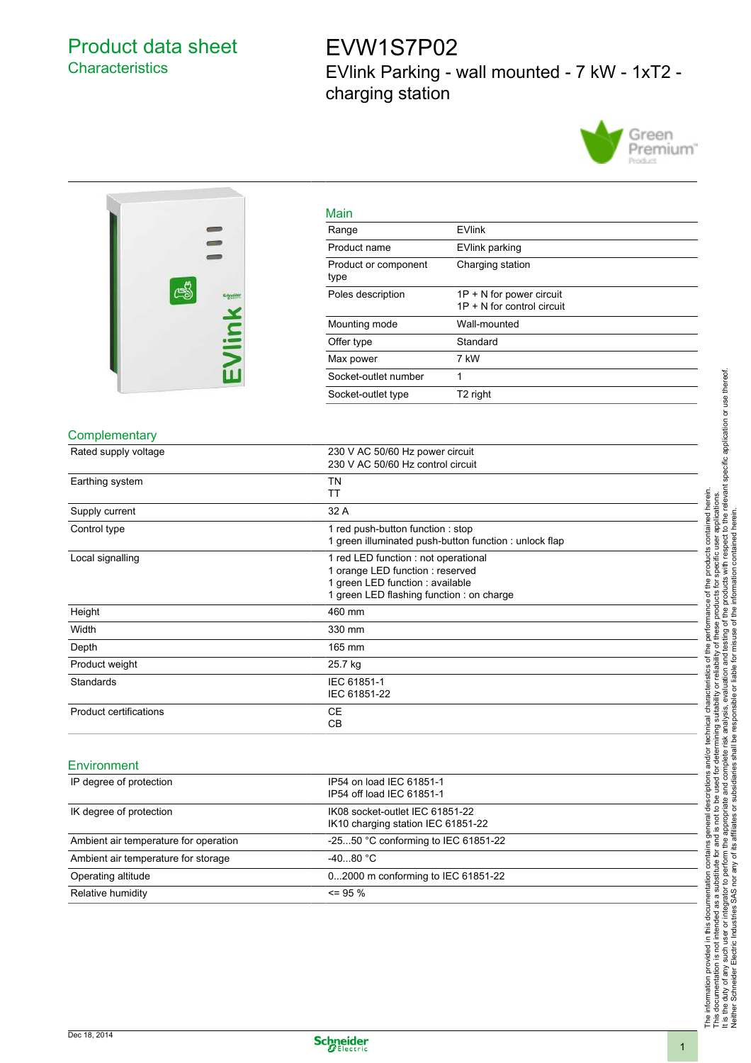# Product data sheet
## Characteristics

# EVW1S7P02

EVlink Parking - wall mounted - 7 kW - 1xT2 - charging station

## Main

| | |
|---|---|
| Range | EVlink |
| Product name | EVlink parking |
| Product or component type | Charging station |
| Poles description | 1P + N for power circuit<br>1P + N for control circuit |
| Mounting mode | Wall-mounted |
| Offer type | Standard |
| Max power | 7 kW |
| Socket-outlet number | 1 |
| Socket-outlet type | T2 right |

## Complementary

| | |
|---|---|
| Rated supply voltage | 230 V AC 50/60 Hz power circuit<br>230 V AC 50/60 Hz control circuit |
| Earthing system | TN<br>TT |
| Supply current | 32 A |
| Control type | 1 red push-button function : stop<br>1 green illuminated push-button function : unlock flap |
| Local signalling | 1 red LED function : not operational<br>1 orange LED function : reserved<br>1 green LED function : available<br>1 green LED flashing function : on charge |
| Height | 460 mm |
| Width | 330 mm |
| Depth | 165 mm |
| Product weight | 25.7 kg |
| Standards | IEC 61851-1<br>IEC 61851-22 |
| Product certifications | CE<br>CB |

## Environment

| | |
|---|---|
| IP degree of protection | IP54 on load IEC 61851-1<br>IP54 off load IEC 61851-1 |
| IK degree of protection | IK08 socket-outlet IEC 61851-22<br>IK10 charging station IEC 61851-22 |
| Ambient air temperature for operation | -25...50 °C conforming to IEC 61851-22 |
| Ambient air temperature for storage | -40...80 °C |
| Operating altitude | 0...2000 m conforming to IEC 61851-22 |
| Relative humidity | <= 95 % |

The information provided in this documentation contains general descriptions and/or technical characteristics of the performance of the products contained herein. This documentation is not intended as a substitute for and is not to be used for determining suitability or reliability of these products for specific user applications. It is the duty of any such user or integrator to perform the appropriate and complete risk analysis, evaluation and testing of the products with respect to the relevant specific application or use thereof. Neither Schneider Electric Industries SAS nor any of its affiliates or subsidiaries shall be responsible or liable for misuse of the information contained herein.

Dec 18, 2014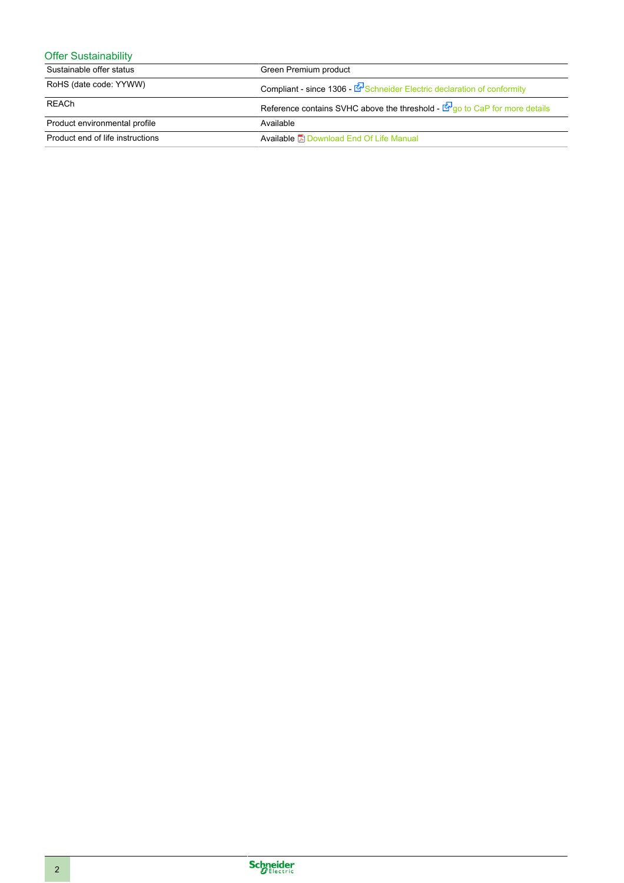## Offer Sustainability

| | |
|---|---|
| Sustainable offer status | Green Premium product |
| RoHS (date code: YYWW) | Compliant - since 1306 - Schneider Electric declaration of conformity |
| REACh | Reference contains SVHC above the threshold - go to CaP for more details |
| Product environmental profile | Available |
| Product end of life instructions | Available Download End Of Life Manual |